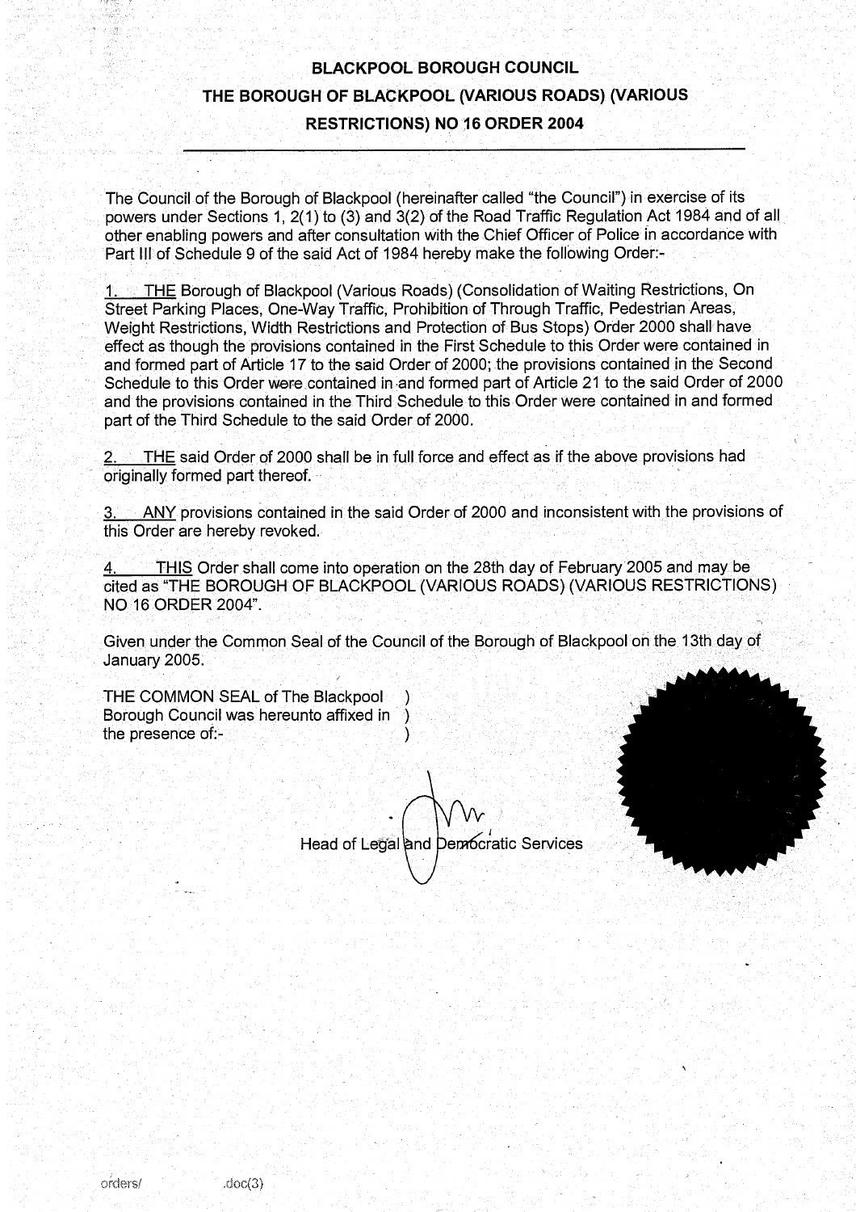# BLACKPOOL BOROUGH COUNCIL

## THE BOROUGH OF BLACKPOOL (VARIOUS ROADS) (VARIOUS RESTRICTIONS) NO 16 ORDER 2004

---

The Council of the Borough of Blackpool (hereinafter called "the Council") in exercise of its powers under Sections 1, 2(1) to (3) and 3(2) of the Road Traffic Regulation Act 1984 and of all other enabling powers and after consultation with the Chief Officer of Police in accordance with Part III of Schedule 9 of the said Act of 1984 hereby make the following Order:-

1. THE Borough of Blackpool (Various Roads) (Consolidation of Waiting Restrictions, On Street Parking Places, One-Way Traffic, Prohibition of Through Traffic, Pedestrian Areas, Weight Restrictions, Width Restrictions and Protection of Bus Stops) Order 2000 shall have effect as though the provisions contained in the First Schedule to this Order were contained in and formed part of Article 17 to the said Order of 2000; the provisions contained in the Second Schedule to this Order were contained in and formed part of Article 21 to the said Order of 2000 and the provisions contained in the Third Schedule to this Order were contained in and formed part of the Third Schedule to the said Order of 2000.

2. THE said Order of 2000 shall be in full force and effect as if the above provisions had originally formed part thereof.

3. ANY provisions contained in the said Order of 2000 and inconsistent with the provisions of this Order are hereby revoked.

4. THIS Order shall come into operation on the 28th day of February 2005 and may be cited as "THE BOROUGH OF BLACKPOOL (VARIOUS ROADS) (VARIOUS RESTRICTIONS) NO 16 ORDER 2004".

Given under the Common Seal of the Council of the Borough of Blackpool on the 13th day of January 2005.

THE COMMON SEAL of The Blackpool Borough Council was hereunto affixed in the presence of:-

Head of Legal and Democratic Services

orders/ .doc(3)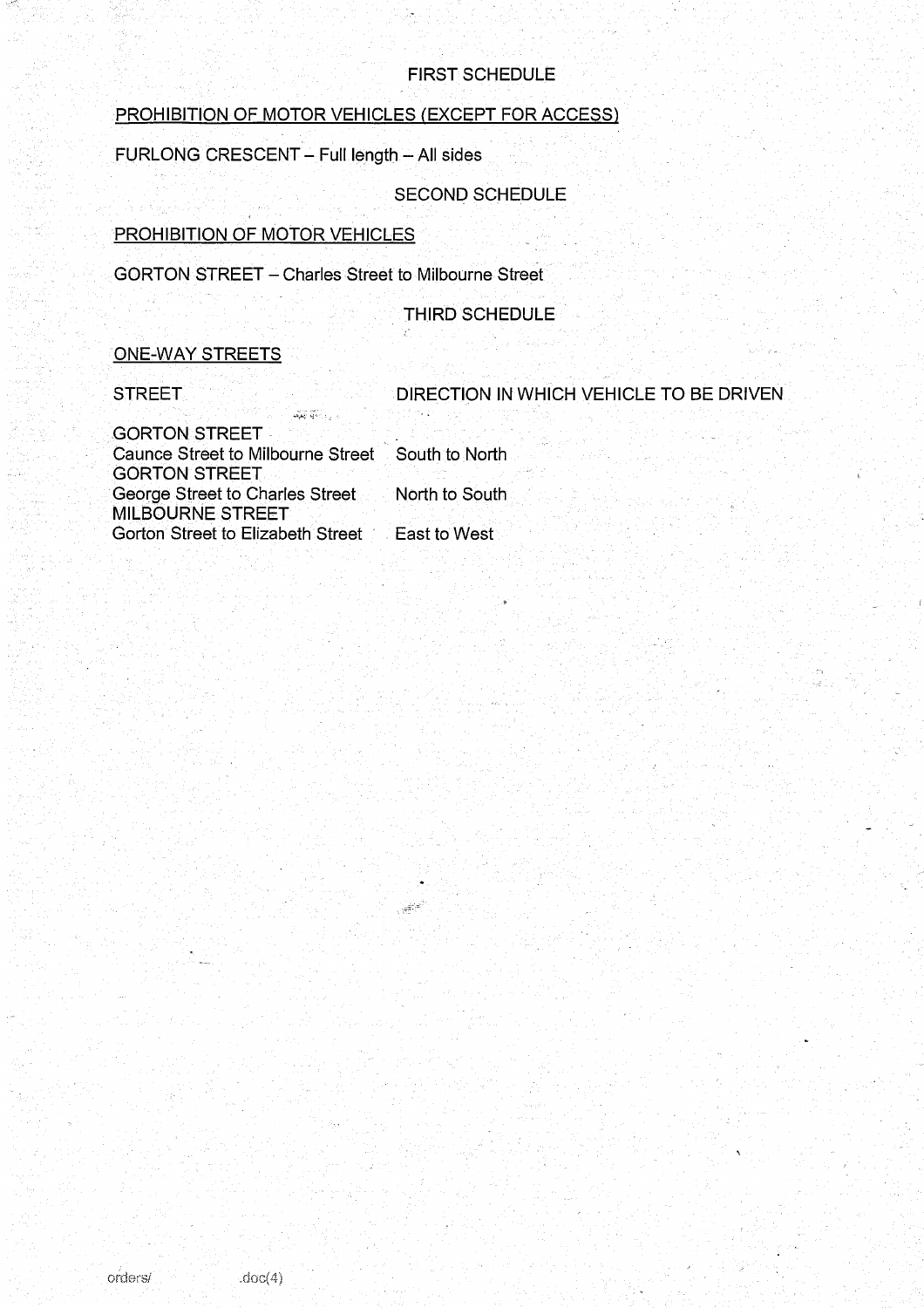## FIRST SCHEDULE

PROHIBITION OF MOTOR VEHICLES (EXCEPT FOR ACCESS)

FURLONG CRESCENT – Full length – All sides

## SECOND SCHEDULE

PROHIBITION OF MOTOR VEHICLES

GORTON STREET – Charles Street to Milbourne Street

## THIRD SCHEDULE

ONE-WAY STREETS

| STREET | DIRECTION IN WHICH VEHICLE TO BE DRIVEN |
|---|---|
| GORTON STREET<br>Caunce Street to Milbourne Street | South to North |
| GORTON STREET<br>George Street to Charles Street | North to South |
| MILBOURNE STREET<br>Gorton Street to Elizabeth Street | East to West |

orders/ .doc(4)